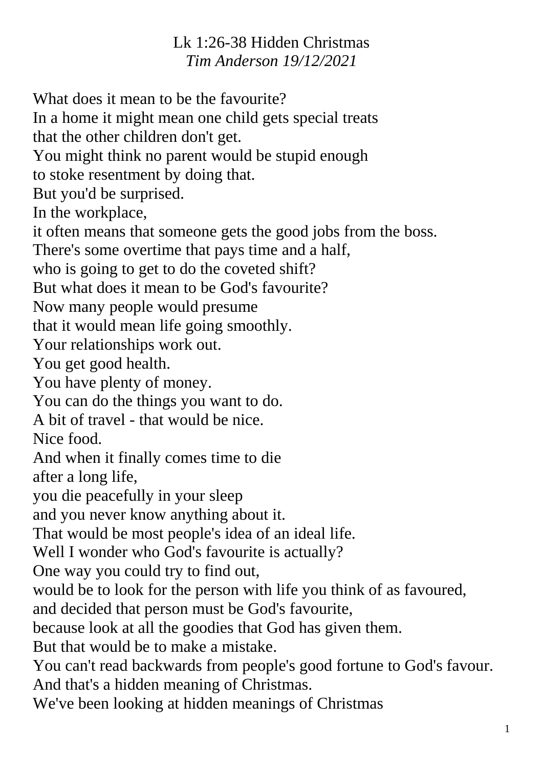# Lk 1:26-38 Hidden Christmas

*Tim Anderson 19/12/2021*

What does it mean to be the favourite?
In a home it might mean one child gets special treats
that the other children don't get.
You might think no parent would be stupid enough
to stoke resentment by doing that.
But you'd be surprised.
In the workplace,
it often means that someone gets the good jobs from the boss.
There's some overtime that pays time and a half,
who is going to get to do the coveted shift?
But what does it mean to be God's favourite?
Now many people would presume
that it would mean life going smoothly.
Your relationships work out.
You get good health.
You have plenty of money.
You can do the things you want to do.
A bit of travel - that would be nice.
Nice food.
And when it finally comes time to die
after a long life,
you die peacefully in your sleep
and you never know anything about it.
That would be most people's idea of an ideal life.
Well I wonder who God's favourite is actually?
One way you could try to find out,
would be to look for the person with life you think of as favoured,
and decided that person must be God's favourite,
because look at all the goodies that God has given them.
But that would be to make a mistake.
You can't read backwards from people's good fortune to God's favour.
And that's a hidden meaning of Christmas.
We've been looking at hidden meanings of Christmas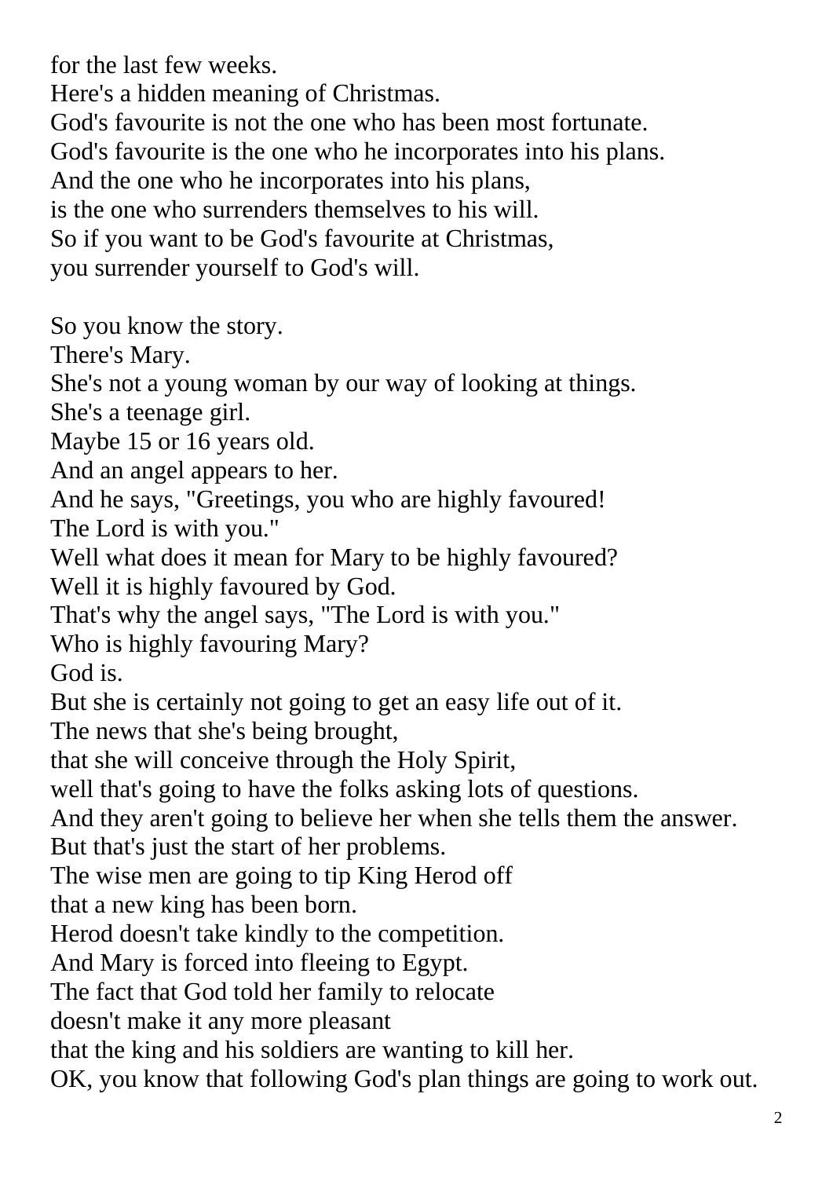for the last few weeks.
Here's a hidden meaning of Christmas.
God's favourite is not the one who has been most fortunate.
God's favourite is the one who he incorporates into his plans.
And the one who he incorporates into his plans,
is the one who surrenders themselves to his will.
So if you want to be God's favourite at Christmas,
you surrender yourself to God's will.

So you know the story.
There's Mary.
She's not a young woman by our way of looking at things.
She's a teenage girl.
Maybe 15 or 16 years old.
And an angel appears to her.
And he says, "Greetings, you who are highly favoured!
The Lord is with you."
Well what does it mean for Mary to be highly favoured?
Well it is highly favoured by God.
That's why the angel says, "The Lord is with you."
Who is highly favouring Mary?
God is.
But she is certainly not going to get an easy life out of it.
The news that she's being brought,
that she will conceive through the Holy Spirit,
well that's going to have the folks asking lots of questions.
And they aren't going to believe her when she tells them the answer.
But that's just the start of her problems.
The wise men are going to tip King Herod off
that a new king has been born.
Herod doesn't take kindly to the competition.
And Mary is forced into fleeing to Egypt.
The fact that God told her family to relocate
doesn't make it any more pleasant
that the king and his soldiers are wanting to kill her.
OK, you know that following God's plan things are going to work out.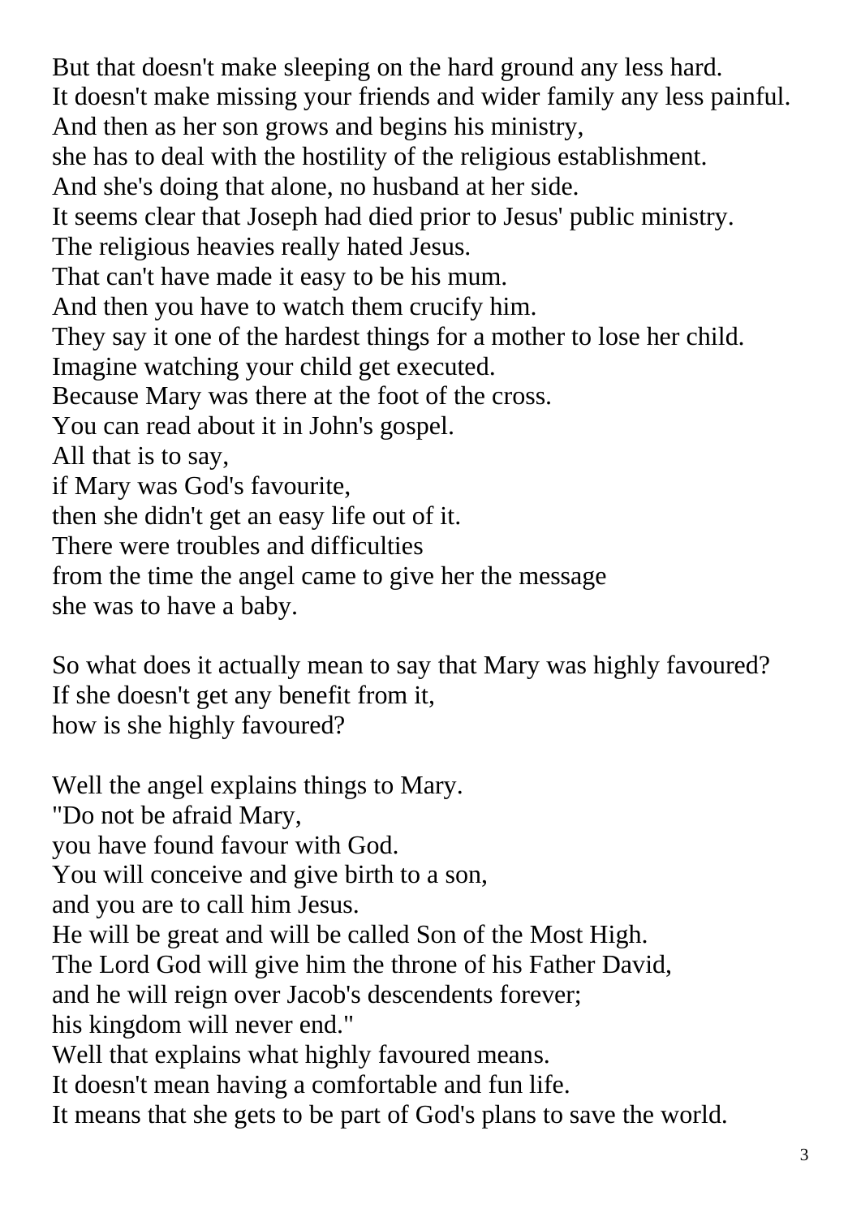But that doesn't make sleeping on the hard ground any less hard.
It doesn't make missing your friends and wider family any less painful.
And then as her son grows and begins his ministry,
she has to deal with the hostility of the religious establishment.
And she's doing that alone, no husband at her side.
It seems clear that Joseph had died prior to Jesus' public ministry.
The religious heavies really hated Jesus.
That can't have made it easy to be his mum.
And then you have to watch them crucify him.
They say it one of the hardest things for a mother to lose her child.
Imagine watching your child get executed.
Because Mary was there at the foot of the cross.
You can read about it in John's gospel.
All that is to say,
if Mary was God's favourite,
then she didn't get an easy life out of it.
There were troubles and difficulties
from the time the angel came to give her the message
she was to have a baby.

So what does it actually mean to say that Mary was highly favoured?
If she doesn't get any benefit from it,
how is she highly favoured?

Well the angel explains things to Mary.
"Do not be afraid Mary,
you have found favour with God.
You will conceive and give birth to a son,
and you are to call him Jesus.
He will be great and will be called Son of the Most High.
The Lord God will give him the throne of his Father David,
and he will reign over Jacob's descendents forever;
his kingdom will never end."
Well that explains what highly favoured means.
It doesn't mean having a comfortable and fun life.
It means that she gets to be part of God's plans to save the world.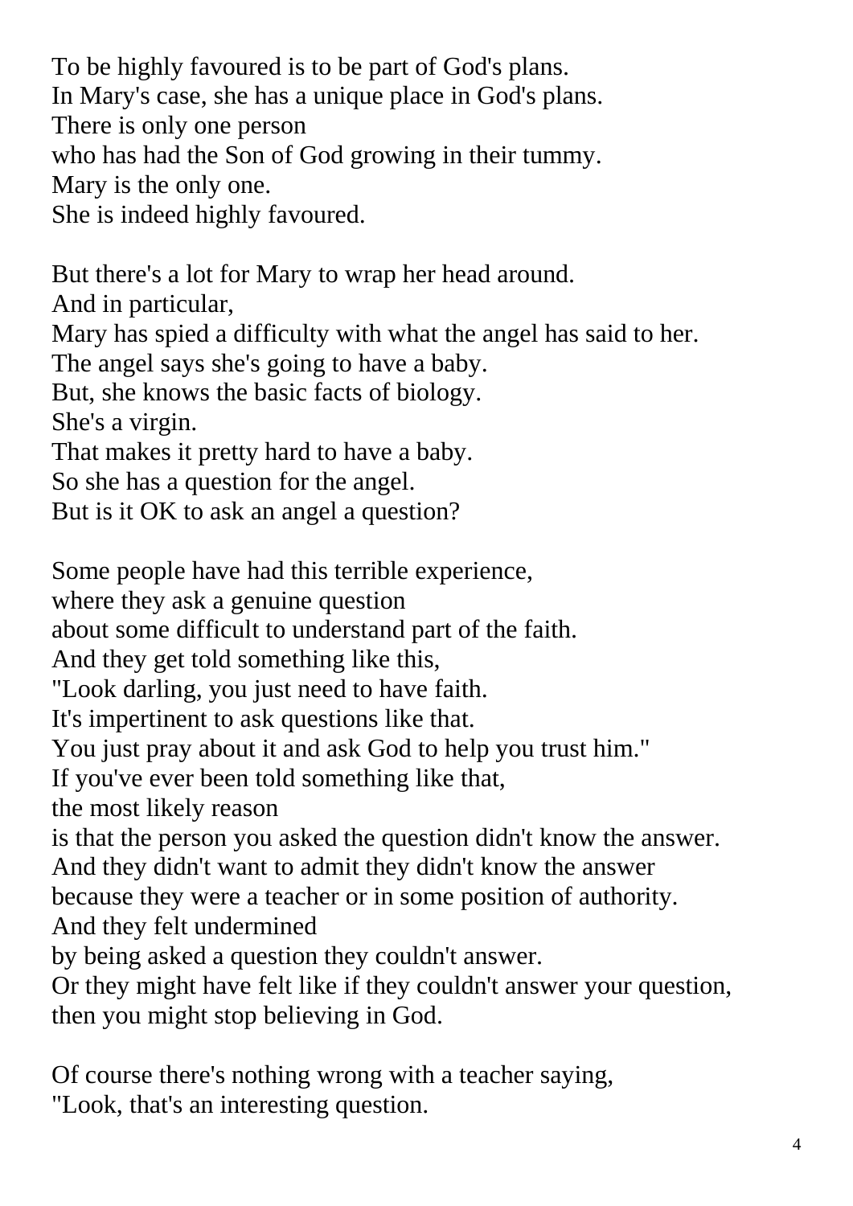To be highly favoured is to be part of God's plans.
In Mary's case, she has a unique place in God's plans.
There is only one person
who has had the Son of God growing in their tummy.
Mary is the only one.
She is indeed highly favoured.

But there's a lot for Mary to wrap her head around.
And in particular,
Mary has spied a difficulty with what the angel has said to her.
The angel says she's going to have a baby.
But, she knows the basic facts of biology.
She's a virgin.
That makes it pretty hard to have a baby.
So she has a question for the angel.
But is it OK to ask an angel a question?

Some people have had this terrible experience,
where they ask a genuine question
about some difficult to understand part of the faith.
And they get told something like this,
"Look darling, you just need to have faith.
It's impertinent to ask questions like that.
You just pray about it and ask God to help you trust him."
If you've ever been told something like that,
the most likely reason
is that the person you asked the question didn't know the answer.
And they didn't want to admit they didn't know the answer
because they were a teacher or in some position of authority.
And they felt undermined
by being asked a question they couldn't answer.
Or they might have felt like if they couldn't answer your question,
then you might stop believing in God.

Of course there's nothing wrong with a teacher saying,
"Look, that's an interesting question.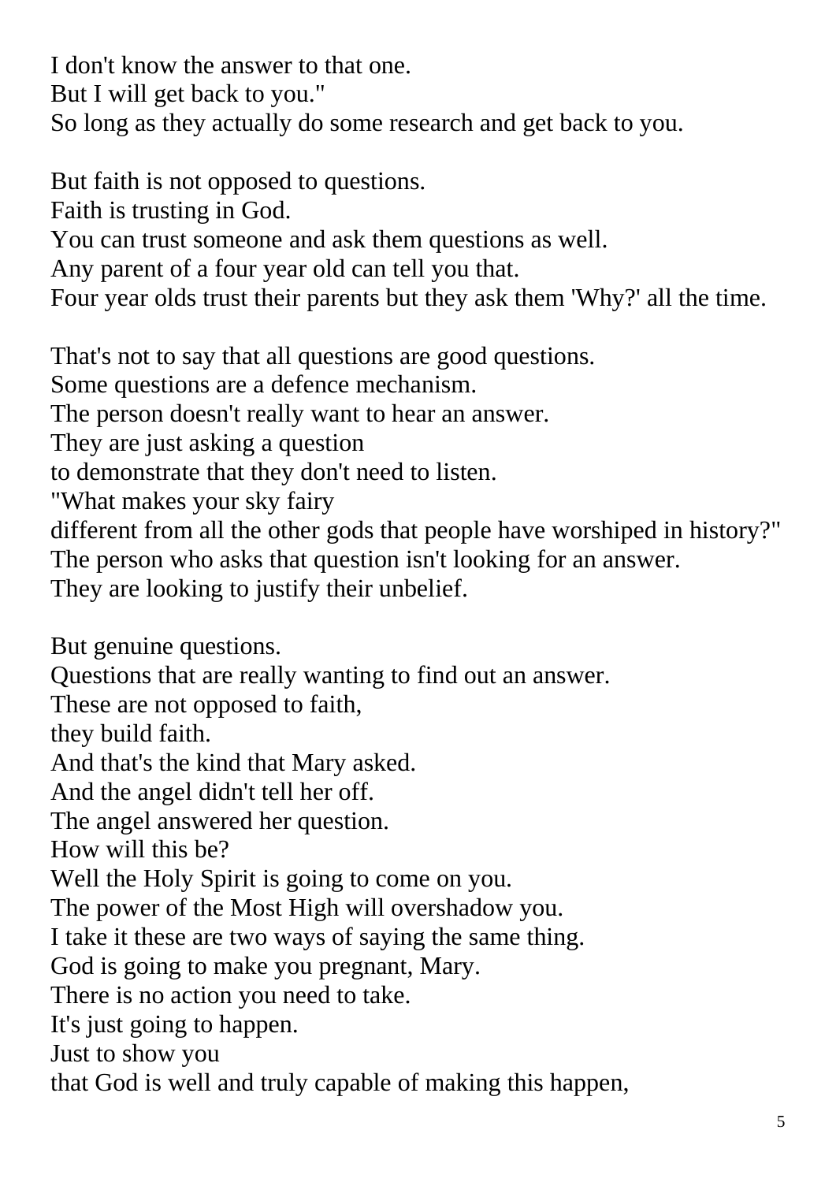I don't know the answer to that one.
But I will get back to you."
So long as they actually do some research and get back to you.

But faith is not opposed to questions.
Faith is trusting in God.
You can trust someone and ask them questions as well.
Any parent of a four year old can tell you that.
Four year olds trust their parents but they ask them 'Why?' all the time.

That's not to say that all questions are good questions.
Some questions are a defence mechanism.
The person doesn't really want to hear an answer.
They are just asking a question
to demonstrate that they don't need to listen.
"What makes your sky fairy
different from all the other gods that people have worshiped in history?"
The person who asks that question isn't looking for an answer.
They are looking to justify their unbelief.

But genuine questions.
Questions that are really wanting to find out an answer.
These are not opposed to faith,
they build faith.
And that's the kind that Mary asked.
And the angel didn't tell her off.
The angel answered her question.
How will this be?
Well the Holy Spirit is going to come on you.
The power of the Most High will overshadow you.
I take it these are two ways of saying the same thing.
God is going to make you pregnant, Mary.
There is no action you need to take.
It's just going to happen.
Just to show you
that God is well and truly capable of making this happen,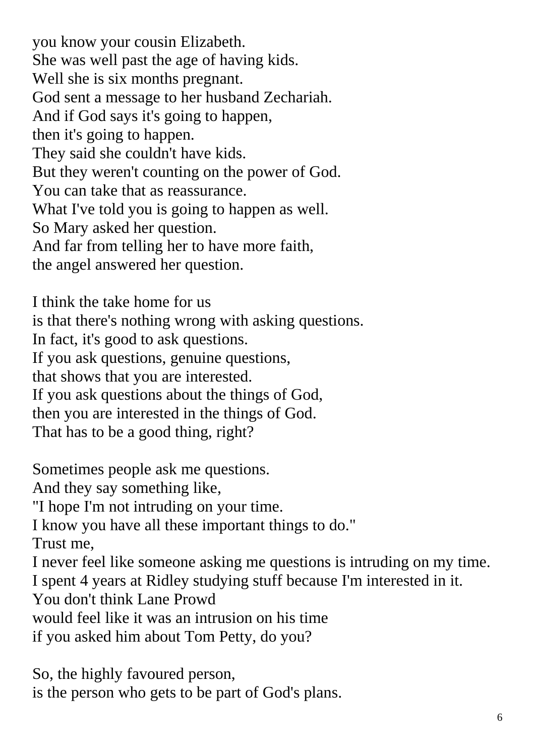you know your cousin Elizabeth.
She was well past the age of having kids.
Well she is six months pregnant.
God sent a message to her husband Zechariah.
And if God says it's going to happen,
then it's going to happen.
They said she couldn't have kids.
But they weren't counting on the power of God.
You can take that as reassurance.
What I've told you is going to happen as well.
So Mary asked her question.
And far from telling her to have more faith,
the angel answered her question.

I think the take home for us
is that there's nothing wrong with asking questions.
In fact, it's good to ask questions.
If you ask questions, genuine questions,
that shows that you are interested.
If you ask questions about the things of God,
then you are interested in the things of God.
That has to be a good thing, right?

Sometimes people ask me questions.
And they say something like,
"I hope I'm not intruding on your time.
I know you have all these important things to do."
Trust me,
I never feel like someone asking me questions is intruding on my time.
I spent 4 years at Ridley studying stuff because I'm interested in it.
You don't think Lane Prowd
would feel like it was an intrusion on his time
if you asked him about Tom Petty, do you?

So, the highly favoured person,
is the person who gets to be part of God's plans.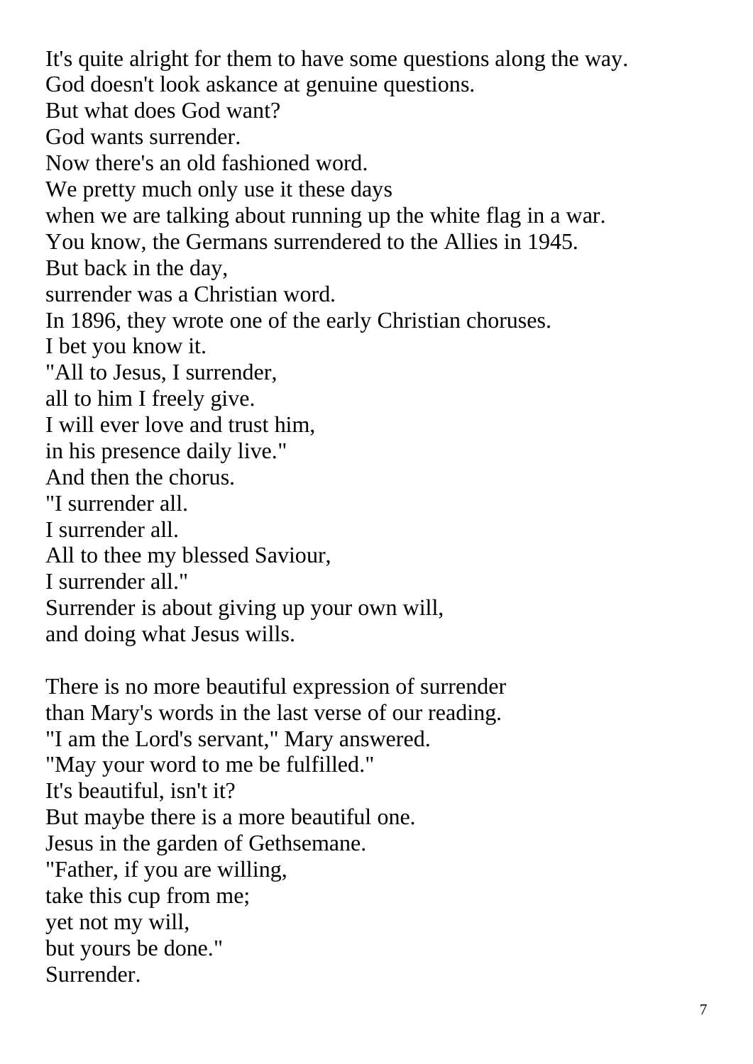It's quite alright for them to have some questions along the way.
God doesn't look askance at genuine questions.
But what does God want?
God wants surrender.
Now there's an old fashioned word.
We pretty much only use it these days
when we are talking about running up the white flag in a war.
You know, the Germans surrendered to the Allies in 1945.
But back in the day,
surrender was a Christian word.
In 1896, they wrote one of the early Christian choruses.
I bet you know it.
"All to Jesus, I surrender,
all to him I freely give.
I will ever love and trust him,
in his presence daily live."
And then the chorus.
"I surrender all.
I surrender all.
All to thee my blessed Saviour,
I surrender all."
Surrender is about giving up your own will,
and doing what Jesus wills.

There is no more beautiful expression of surrender
than Mary's words in the last verse of our reading.
"I am the Lord's servant," Mary answered.
"May your word to me be fulfilled."
It's beautiful, isn't it?
But maybe there is a more beautiful one.
Jesus in the garden of Gethsemane.
"Father, if you are willing,
take this cup from me;
yet not my will,
but yours be done."
Surrender.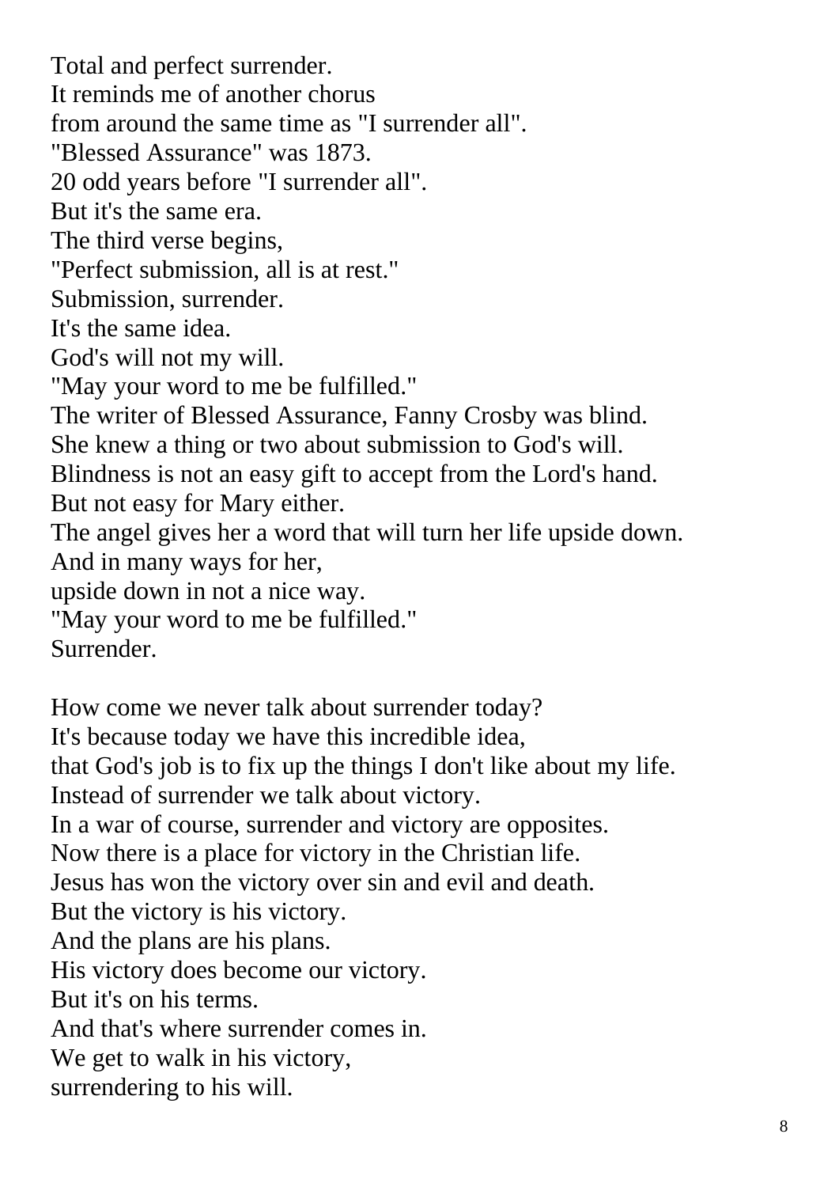Total and perfect surrender.
It reminds me of another chorus
from around the same time as "I surrender all".
"Blessed Assurance" was 1873.
20 odd years before "I surrender all".
But it's the same era.
The third verse begins,
"Perfect submission, all is at rest."
Submission, surrender.
It's the same idea.
God's will not my will.
"May your word to me be fulfilled."
The writer of Blessed Assurance, Fanny Crosby was blind.
She knew a thing or two about submission to God's will.
Blindness is not an easy gift to accept from the Lord's hand.
But not easy for Mary either.
The angel gives her a word that will turn her life upside down.
And in many ways for her,
upside down in not a nice way.
"May your word to me be fulfilled."
Surrender.

How come we never talk about surrender today?
It's because today we have this incredible idea,
that God's job is to fix up the things I don't like about my life.
Instead of surrender we talk about victory.
In a war of course, surrender and victory are opposites.
Now there is a place for victory in the Christian life.
Jesus has won the victory over sin and evil and death.
But the victory is his victory.
And the plans are his plans.
His victory does become our victory.
But it's on his terms.
And that's where surrender comes in.
We get to walk in his victory,
surrendering to his will.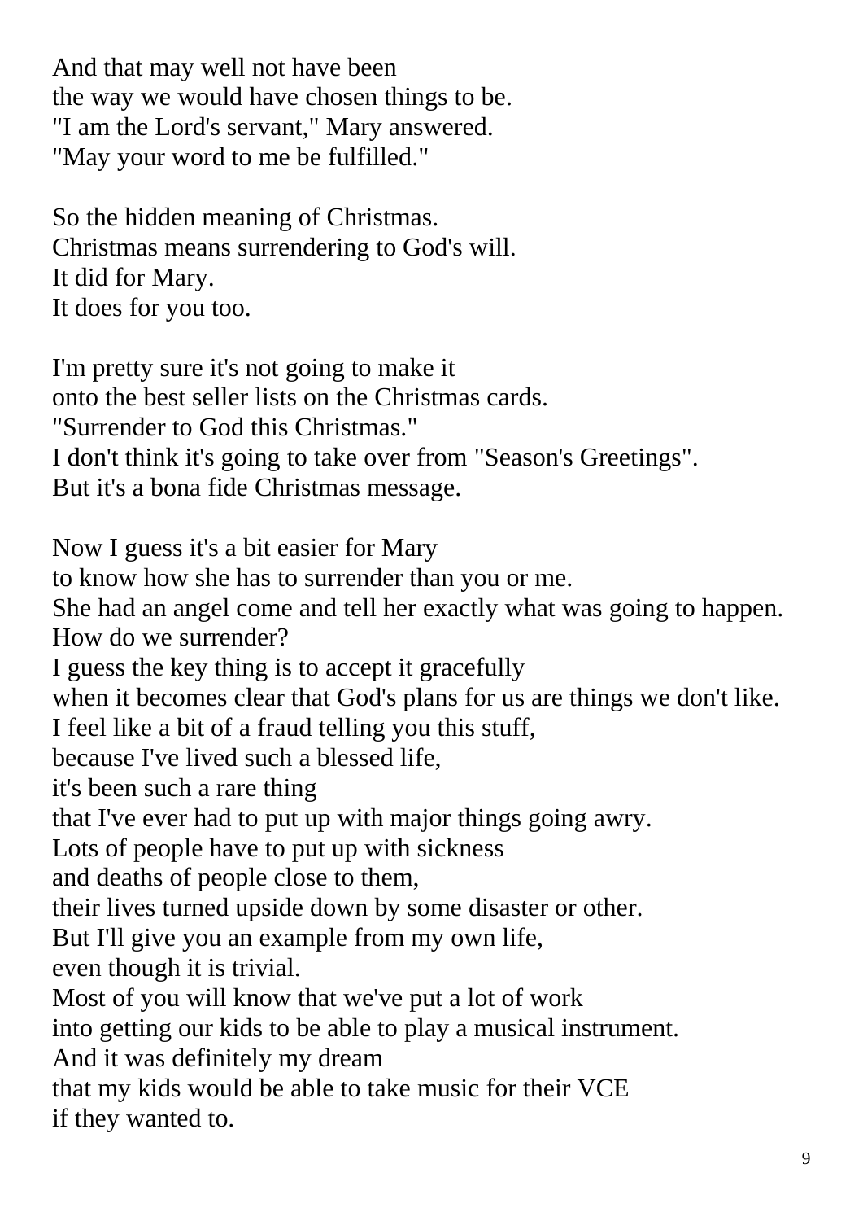And that may well not have been
the way we would have chosen things to be.
"I am the Lord's servant," Mary answered.
"May your word to me be fulfilled."

So the hidden meaning of Christmas.
Christmas means surrendering to God's will.
It did for Mary.
It does for you too.

I'm pretty sure it's not going to make it
onto the best seller lists on the Christmas cards.
"Surrender to God this Christmas."
I don't think it's going to take over from "Season's Greetings".
But it's a bona fide Christmas message.

Now I guess it's a bit easier for Mary
to know how she has to surrender than you or me.
She had an angel come and tell her exactly what was going to happen.
How do we surrender?
I guess the key thing is to accept it gracefully
when it becomes clear that God's plans for us are things we don't like.
I feel like a bit of a fraud telling you this stuff,
because I've lived such a blessed life,
it's been such a rare thing
that I've ever had to put up with major things going awry.
Lots of people have to put up with sickness
and deaths of people close to them,
their lives turned upside down by some disaster or other.
But I'll give you an example from my own life,
even though it is trivial.
Most of you will know that we've put a lot of work
into getting our kids to be able to play a musical instrument.
And it was definitely my dream
that my kids would be able to take music for their VCE
if they wanted to.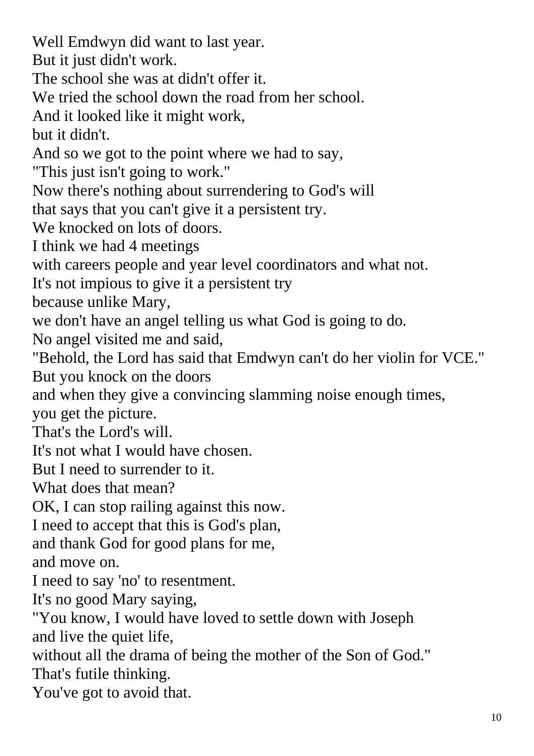Well Emdwyn did want to last year.  
But it just didn't work.  
The school she was at didn't offer it.  
We tried the school down the road from her school.  
And it looked like it might work,  
but it didn't.  
And so we got to the point where we had to say,  
"This just isn't going to work."  
Now there's nothing about surrendering to God's will  
that says that you can't give it a persistent try.  
We knocked on lots of doors.  
I think we had 4 meetings  
with careers people and year level coordinators and what not.  
It's not impious to give it a persistent try  
because unlike Mary,  
we don't have an angel telling us what God is going to do.  
No angel visited me and said,  
"Behold, the Lord has said that Emdwyn can't do her violin for VCE."  
But you knock on the doors  
and when they give a convincing slamming noise enough times,  
you get the picture.  
That's the Lord's will.  
It's not what I would have chosen.  
But I need to surrender to it.  
What does that mean?  
OK, I can stop railing against this now.  
I need to accept that this is God's plan,  
and thank God for good plans for me,  
and move on.  
I need to say 'no' to resentment.  
It's no good Mary saying,  
"You know, I would have loved to settle down with Joseph  
and live the quiet life,  
without all the drama of being the mother of the Son of God."  
That's futile thinking.  
You've got to avoid that.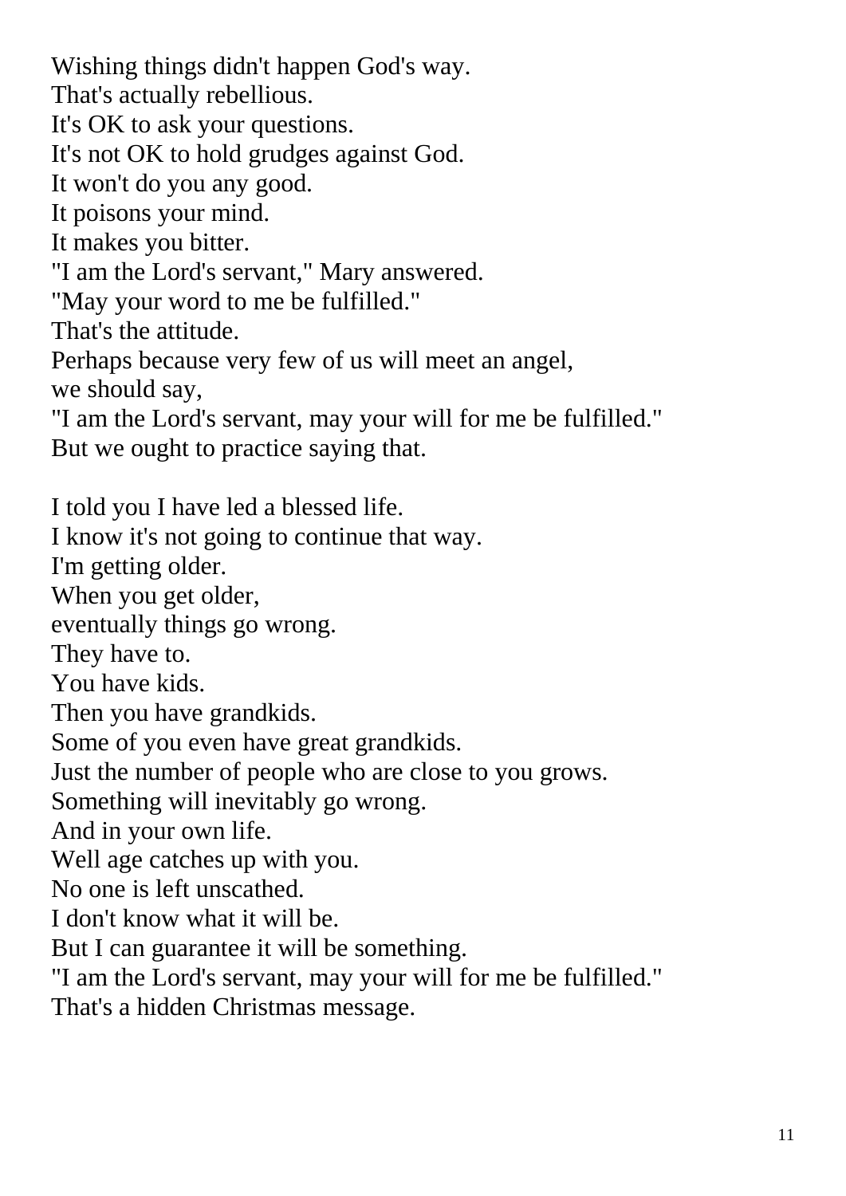Wishing things didn't happen God's way.
That's actually rebellious.
It's OK to ask your questions.
It's not OK to hold grudges against God.
It won't do you any good.
It poisons your mind.
It makes you bitter.
"I am the Lord's servant," Mary answered.
"May your word to me be fulfilled."
That's the attitude.
Perhaps because very few of us will meet an angel,
we should say,
"I am the Lord's servant, may your will for me be fulfilled."
But we ought to practice saying that.

I told you I have led a blessed life.
I know it's not going to continue that way.
I'm getting older.
When you get older,
eventually things go wrong.
They have to.
You have kids.
Then you have grandkids.
Some of you even have great grandkids.
Just the number of people who are close to you grows.
Something will inevitably go wrong.
And in your own life.
Well age catches up with you.
No one is left unscathed.
I don't know what it will be.
But I can guarantee it will be something.
"I am the Lord's servant, may your will for me be fulfilled."
That's a hidden Christmas message.